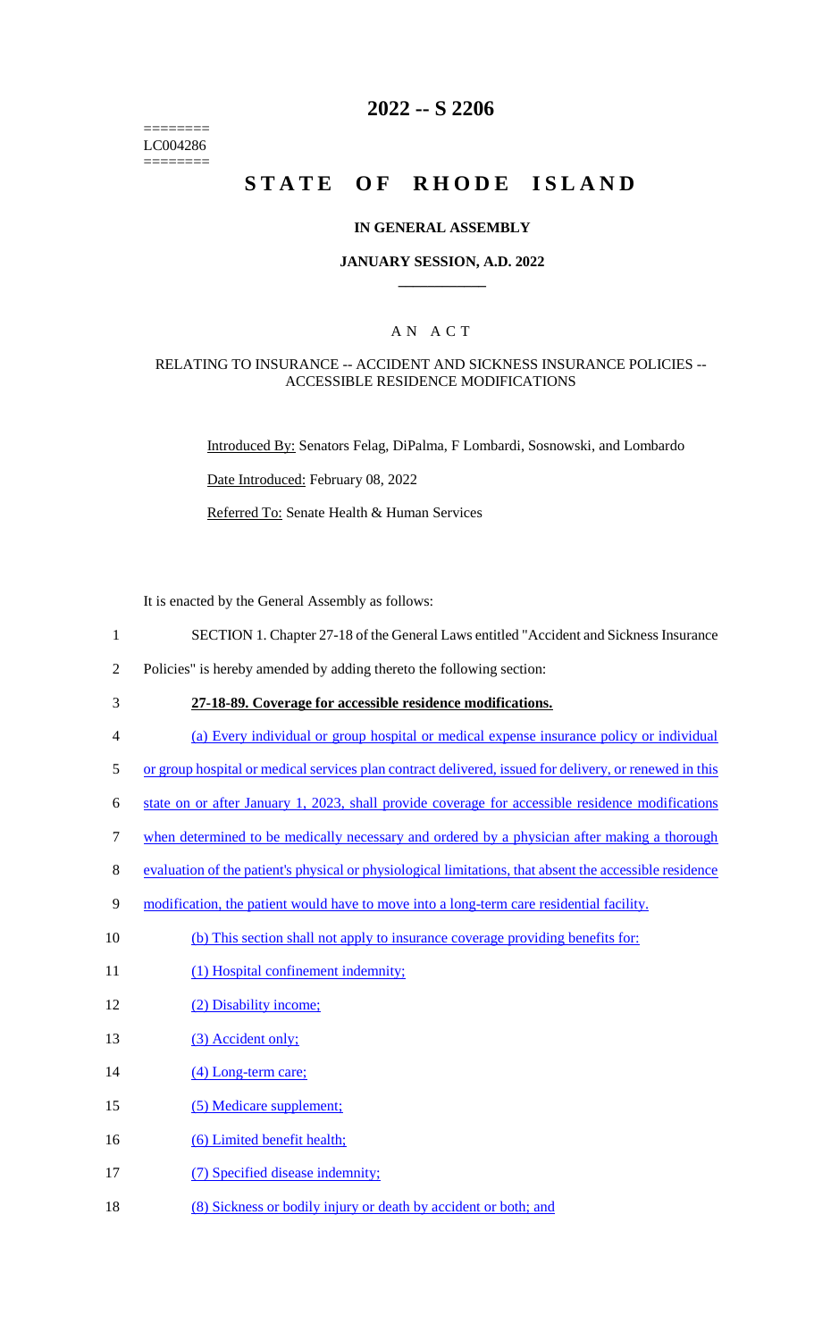========
LC004286
========

# 2022 -- S 2206

# STATE OF RHODE ISLAND

### IN GENERAL ASSEMBLY

### JANUARY SESSION, A.D. 2022

## A N A C T

### RELATING TO INSURANCE -- ACCIDENT AND SICKNESS INSURANCE POLICIES -- ACCESSIBLE RESIDENCE MODIFICATIONS

Introduced By: Senators Felag, DiPalma, F Lombardi, Sosnowski, and Lombardo

Date Introduced: February 08, 2022

Referred To: Senate Health & Human Services

It is enacted by the General Assembly as follows:

1 SECTION 1. Chapter 27-18 of the General Laws entitled "Accident and Sickness Insurance
2 Policies" is hereby amended by adding thereto the following section:

3 **27-18-89. Coverage for accessible residence modifications.**

4 (a) Every individual or group hospital or medical expense insurance policy or individual
5 or group hospital or medical services plan contract delivered, issued for delivery, or renewed in this
6 state on or after January 1, 2023, shall provide coverage for accessible residence modifications
7 when determined to be medically necessary and ordered by a physician after making a thorough
8 evaluation of the patient's physical or physiological limitations, that absent the accessible residence
9 modification, the patient would have to move into a long-term care residential facility.

10 (b) This section shall not apply to insurance coverage providing benefits for:

11 (1) Hospital confinement indemnity;

12 (2) Disability income;

13 (3) Accident only;

14 (4) Long-term care;

15 (5) Medicare supplement;

16 (6) Limited benefit health;

17 (7) Specified disease indemnity;

18 (8) Sickness or bodily injury or death by accident or both; and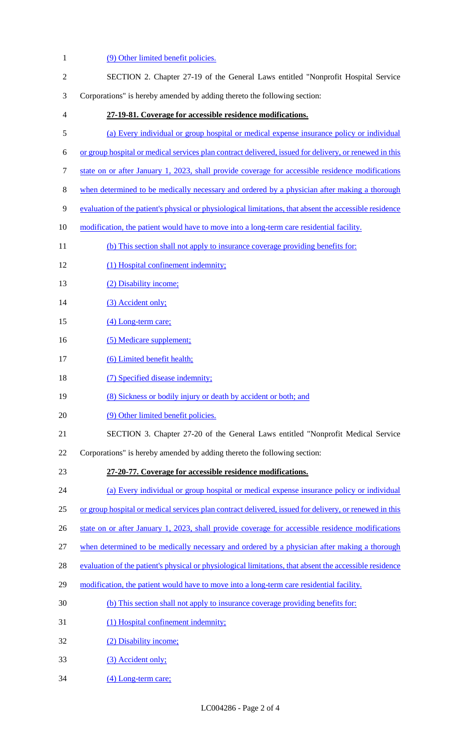(9) Other limited benefit policies.

SECTION 2. Chapter 27-19 of the General Laws entitled "Nonprofit Hospital Service Corporations" is hereby amended by adding thereto the following section:

**27-19-81. Coverage for accessible residence modifications.**

(a) Every individual or group hospital or medical expense insurance policy or individual or group hospital or medical services plan contract delivered, issued for delivery, or renewed in this state on or after January 1, 2023, shall provide coverage for accessible residence modifications when determined to be medically necessary and ordered by a physician after making a thorough evaluation of the patient's physical or physiological limitations, that absent the accessible residence modification, the patient would have to move into a long-term care residential facility.

(b) This section shall not apply to insurance coverage providing benefits for:

(1) Hospital confinement indemnity;

(2) Disability income;

(3) Accident only;

(4) Long-term care;

(5) Medicare supplement;

(6) Limited benefit health;

(7) Specified disease indemnity;

(8) Sickness or bodily injury or death by accident or both; and

(9) Other limited benefit policies.

SECTION 3. Chapter 27-20 of the General Laws entitled "Nonprofit Medical Service Corporations" is hereby amended by adding thereto the following section:

**27-20-77. Coverage for accessible residence modifications.**

(a) Every individual or group hospital or medical expense insurance policy or individual or group hospital or medical services plan contract delivered, issued for delivery, or renewed in this state on or after January 1, 2023, shall provide coverage for accessible residence modifications when determined to be medically necessary and ordered by a physician after making a thorough evaluation of the patient's physical or physiological limitations, that absent the accessible residence modification, the patient would have to move into a long-term care residential facility.

(b) This section shall not apply to insurance coverage providing benefits for:

(1) Hospital confinement indemnity;

(2) Disability income;

(3) Accident only;

(4) Long-term care;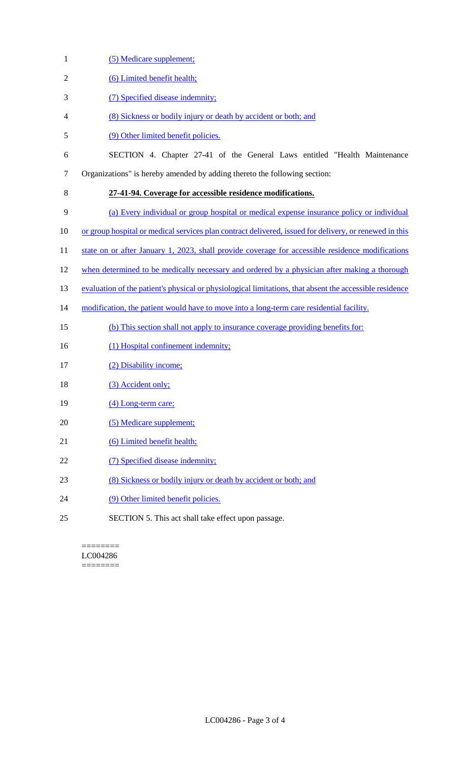(5) Medicare supplement;

(6) Limited benefit health;

(7) Specified disease indemnity;

(8) Sickness or bodily injury or death by accident or both; and

(9) Other limited benefit policies.

SECTION 4. Chapter 27-41 of the General Laws entitled "Health Maintenance Organizations" is hereby amended by adding thereto the following section:

**27-41-94. Coverage for accessible residence modifications.**

(a) Every individual or group hospital or medical expense insurance policy or individual or group hospital or medical services plan contract delivered, issued for delivery, or renewed in this state on or after January 1, 2023, shall provide coverage for accessible residence modifications when determined to be medically necessary and ordered by a physician after making a thorough evaluation of the patient's physical or physiological limitations, that absent the accessible residence modification, the patient would have to move into a long-term care residential facility.

(b) This section shall not apply to insurance coverage providing benefits for:

(1) Hospital confinement indemnity;

(2) Disability income;

(3) Accident only;

(4) Long-term care;

(5) Medicare supplement;

(6) Limited benefit health;

(7) Specified disease indemnity;

(8) Sickness or bodily injury or death by accident or both; and

(9) Other limited benefit policies.

SECTION 5. This act shall take effect upon passage.

========
LC004286
========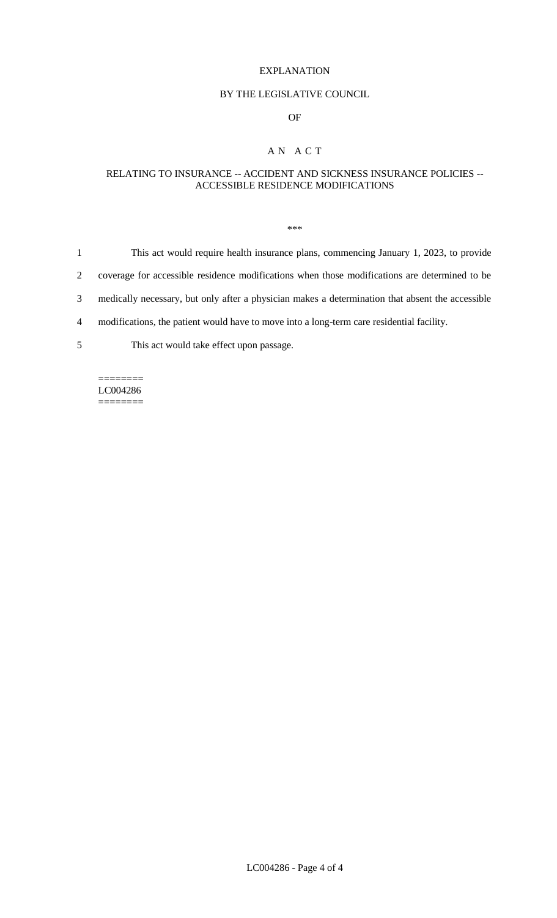EXPLANATION

BY THE LEGISLATIVE COUNCIL

OF

A N A C T

RELATING TO INSURANCE -- ACCIDENT AND SICKNESS INSURANCE POLICIES -- ACCESSIBLE RESIDENCE MODIFICATIONS

\*\*\*

1 This act would require health insurance plans, commencing January 1, 2023, to provide
2 coverage for accessible residence modifications when those modifications are determined to be
3 medically necessary, but only after a physician makes a determination that absent the accessible
4 modifications, the patient would have to move into a long-term care residential facility.
5 This act would take effect upon passage.

========
LC004286
========